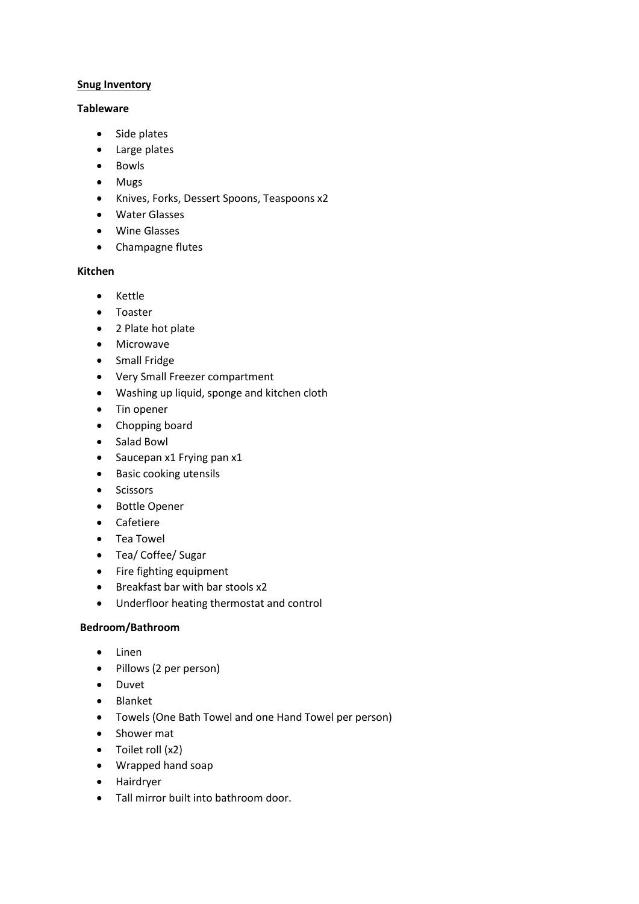**Snug Inventory**

**Tableware**

- Side plates
- Large plates
- Bowls
- Mugs
- Knives, Forks, Dessert Spoons, Teaspoons x2
- Water Glasses
- Wine Glasses
- Champagne flutes

**Kitchen**

- Kettle
- Toaster
- 2 Plate hot plate
- Microwave
- Small Fridge
- Very Small Freezer compartment
- Washing up liquid, sponge and kitchen cloth
- Tin opener
- Chopping board
- Salad Bowl
- Saucepan x1 Frying pan x1
- Basic cooking utensils
- Scissors
- Bottle Opener
- Cafetiere
- Tea Towel
- Tea/ Coffee/ Sugar
- Fire fighting equipment
- Breakfast bar with bar stools x2
- Underfloor heating thermostat and control

**Bedroom/Bathroom**

- Linen
- Pillows (2 per person)
- Duvet
- Blanket
- Towels (One Bath Towel and one Hand Towel per person)
- Shower mat
- Toilet roll (x2)
- Wrapped hand soap
- Hairdryer
- Tall mirror built into bathroom door.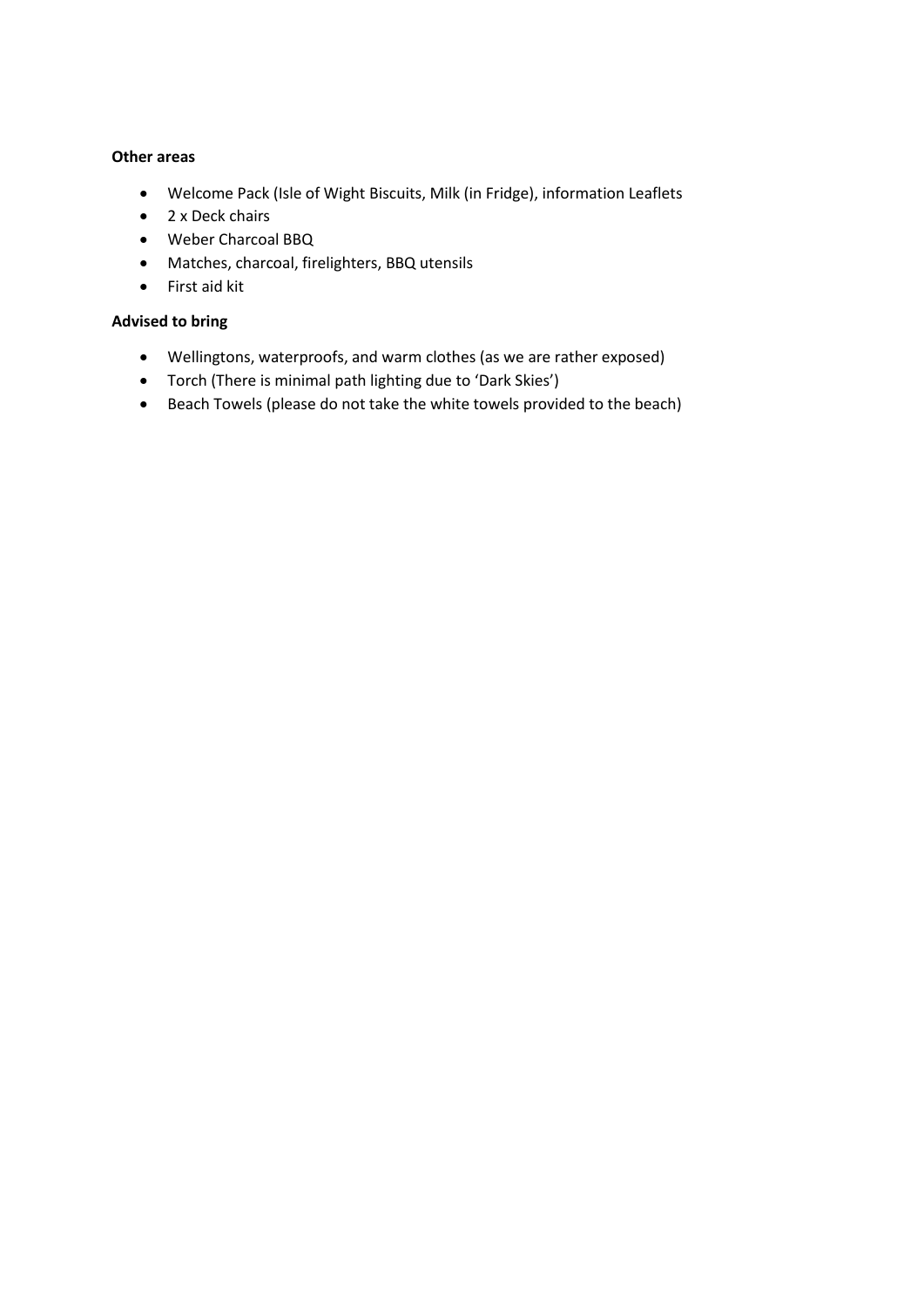**Other areas**

- Welcome Pack (Isle of Wight Biscuits, Milk (in Fridge), information Leaflets
- 2 x Deck chairs
- Weber Charcoal BBQ
- Matches, charcoal, firelighters, BBQ utensils
- First aid kit

**Advised to bring**

- Wellingtons, waterproofs, and warm clothes (as we are rather exposed)
- Torch (There is minimal path lighting due to 'Dark Skies')
- Beach Towels (please do not take the white towels provided to the beach)